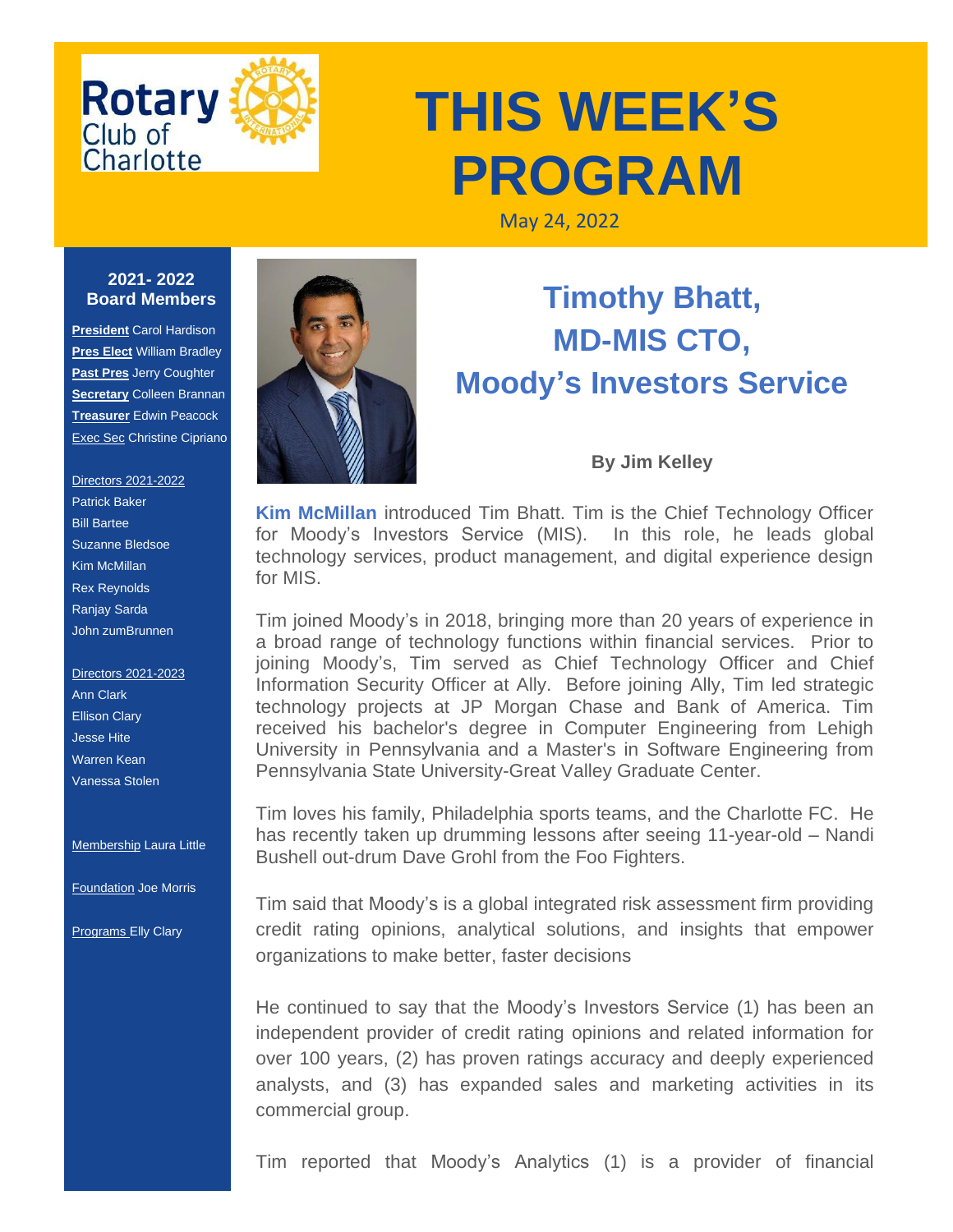Rotary Club of Charlotte

# THIS WEEK'S PROGRAM

May 24, 2022

**2021- 2022 Board Members**

**President** Carol Hardison
**Pres Elect** William Bradley
**Past Pres** Jerry Coughter
**Secretary** Colleen Brannan
**Treasurer** Edwin Peacock
Exec Sec Christine Cipriano

Directors 2021-2022
Patrick Baker
Bill Bartee
Suzanne Bledsoe
Kim McMillan
Rex Reynolds
Ranjay Sarda
John zumBrunnen

Directors 2021-2023
Ann Clark
Ellison Clary
Jesse Hite
Warren Kean
Vanessa Stolen

Membership Laura Little

Foundation Joe Morris

Programs Elly Clary

## Timothy Bhatt, MD-MIS CTO, Moody's Investors Service

**By Jim Kelley**

**Kim McMillan** introduced Tim Bhatt. Tim is the Chief Technology Officer for Moody's Investors Service (MIS). In this role, he leads global technology services, product management, and digital experience design for MIS.

Tim joined Moody's in 2018, bringing more than 20 years of experience in a broad range of technology functions within financial services. Prior to joining Moody's, Tim served as Chief Technology Officer and Chief Information Security Officer at Ally. Before joining Ally, Tim led strategic technology projects at JP Morgan Chase and Bank of America. Tim received his bachelor's degree in Computer Engineering from Lehigh University in Pennsylvania and a Master's in Software Engineering from Pennsylvania State University-Great Valley Graduate Center.

Tim loves his family, Philadelphia sports teams, and the Charlotte FC. He has recently taken up drumming lessons after seeing 11-year-old – Nandi Bushell out-drum Dave Grohl from the Foo Fighters.

Tim said that Moody's is a global integrated risk assessment firm providing credit rating opinions, analytical solutions, and insights that empower organizations to make better, faster decisions

He continued to say that the Moody's Investors Service (1) has been an independent provider of credit rating opinions and related information for over 100 years, (2) has proven ratings accuracy and deeply experienced analysts, and (3) has expanded sales and marketing activities in its commercial group.

Tim reported that Moody's Analytics (1) is a provider of financial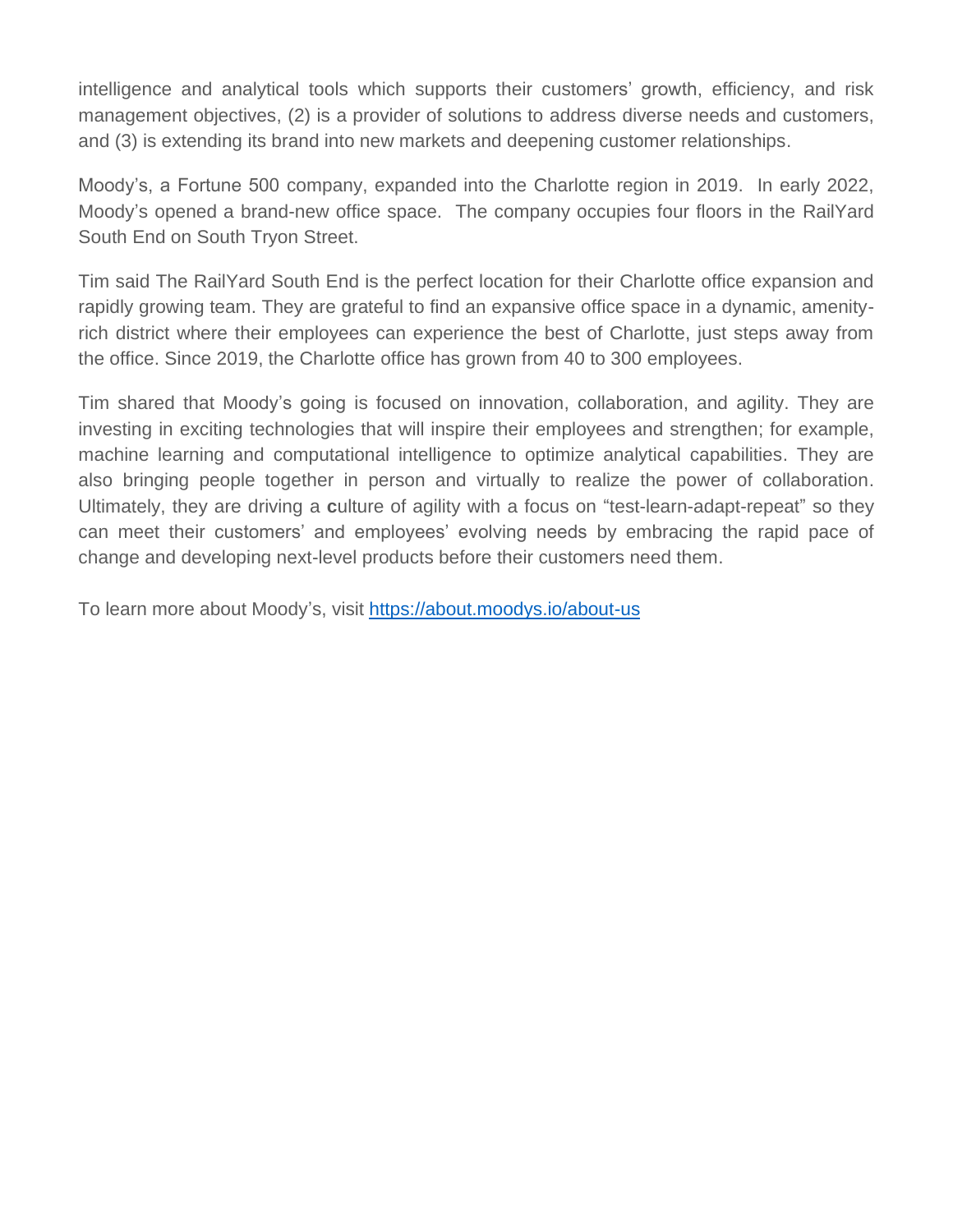intelligence and analytical tools which supports their customers' growth, efficiency, and risk management objectives, (2) is a provider of solutions to address diverse needs and customers, and (3) is extending its brand into new markets and deepening customer relationships.

Moody's, a Fortune 500 company, expanded into the Charlotte region in 2019. In early 2022, Moody's opened a brand-new office space. The company occupies four floors in the RailYard South End on South Tryon Street.

Tim said The RailYard South End is the perfect location for their Charlotte office expansion and rapidly growing team. They are grateful to find an expansive office space in a dynamic, amenity-rich district where their employees can experience the best of Charlotte, just steps away from the office. Since 2019, the Charlotte office has grown from 40 to 300 employees.

Tim shared that Moody's going is focused on innovation, collaboration, and agility. They are investing in exciting technologies that will inspire their employees and strengthen; for example, machine learning and computational intelligence to optimize analytical capabilities. They are also bringing people together in person and virtually to realize the power of collaboration. Ultimately, they are driving a **c**ulture of agility with a focus on "test-learn-adapt-repeat" so they can meet their customers' and employees' evolving needs by embracing the rapid pace of change and developing next-level products before their customers need them.

To learn more about Moody's, visit [https://about.moodys.io/about-us](https://about.moodys.io/about-us)